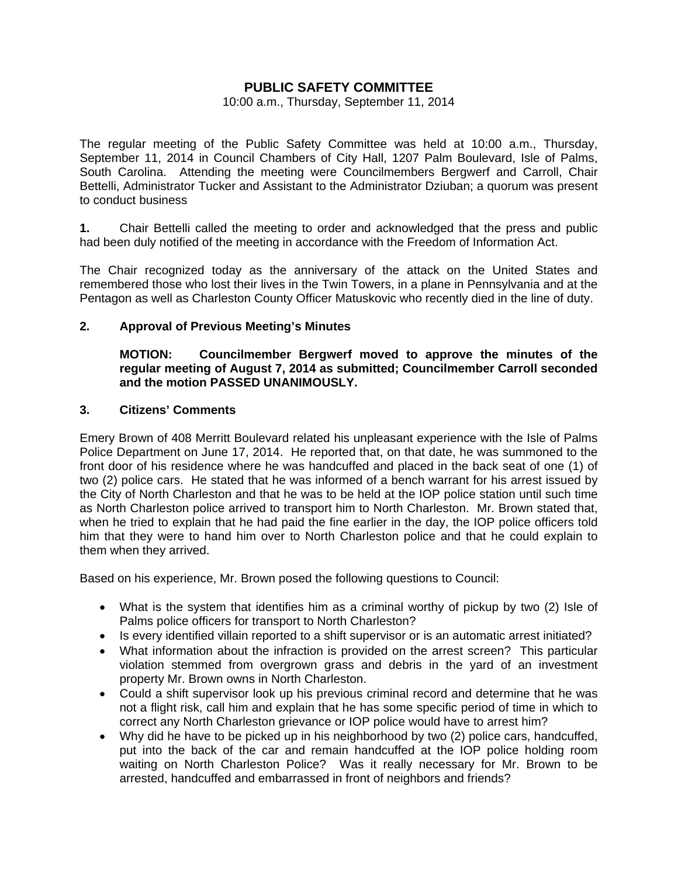# PUBLIC SAFETY COMMITTEE

10:00 a.m., Thursday, September 11, 2014

The regular meeting of the Public Safety Committee was held at 10:00 a.m., Thursday, September 11, 2014 in Council Chambers of City Hall, 1207 Palm Boulevard, Isle of Palms, South Carolina. Attending the meeting were Councilmembers Bergwerf and Carroll, Chair Bettelli, Administrator Tucker and Assistant to the Administrator Dziuban; a quorum was present to conduct business

**1.** Chair Bettelli called the meeting to order and acknowledged that the press and public had been duly notified of the meeting in accordance with the Freedom of Information Act.

The Chair recognized today as the anniversary of the attack on the United States and remembered those who lost their lives in the Twin Towers, in a plane in Pennsylvania and at the Pentagon as well as Charleston County Officer Matuskovic who recently died in the line of duty.

**2. Approval of Previous Meeting's Minutes**

**MOTION: Councilmember Bergwerf moved to approve the minutes of the regular meeting of August 7, 2014 as submitted; Councilmember Carroll seconded and the motion PASSED UNANIMOUSLY.**

**3. Citizens' Comments**

Emery Brown of 408 Merritt Boulevard related his unpleasant experience with the Isle of Palms Police Department on June 17, 2014. He reported that, on that date, he was summoned to the front door of his residence where he was handcuffed and placed in the back seat of one (1) of two (2) police cars. He stated that he was informed of a bench warrant for his arrest issued by the City of North Charleston and that he was to be held at the IOP police station until such time as North Charleston police arrived to transport him to North Charleston. Mr. Brown stated that, when he tried to explain that he had paid the fine earlier in the day, the IOP police officers told him that they were to hand him over to North Charleston police and that he could explain to them when they arrived.

Based on his experience, Mr. Brown posed the following questions to Council:

- What is the system that identifies him as a criminal worthy of pickup by two (2) Isle of Palms police officers for transport to North Charleston?
- Is every identified villain reported to a shift supervisor or is an automatic arrest initiated?
- What information about the infraction is provided on the arrest screen? This particular violation stemmed from overgrown grass and debris in the yard of an investment property Mr. Brown owns in North Charleston.
- Could a shift supervisor look up his previous criminal record and determine that he was not a flight risk, call him and explain that he has some specific period of time in which to correct any North Charleston grievance or IOP police would have to arrest him?
- Why did he have to be picked up in his neighborhood by two (2) police cars, handcuffed, put into the back of the car and remain handcuffed at the IOP police holding room waiting on North Charleston Police? Was it really necessary for Mr. Brown to be arrested, handcuffed and embarrassed in front of neighbors and friends?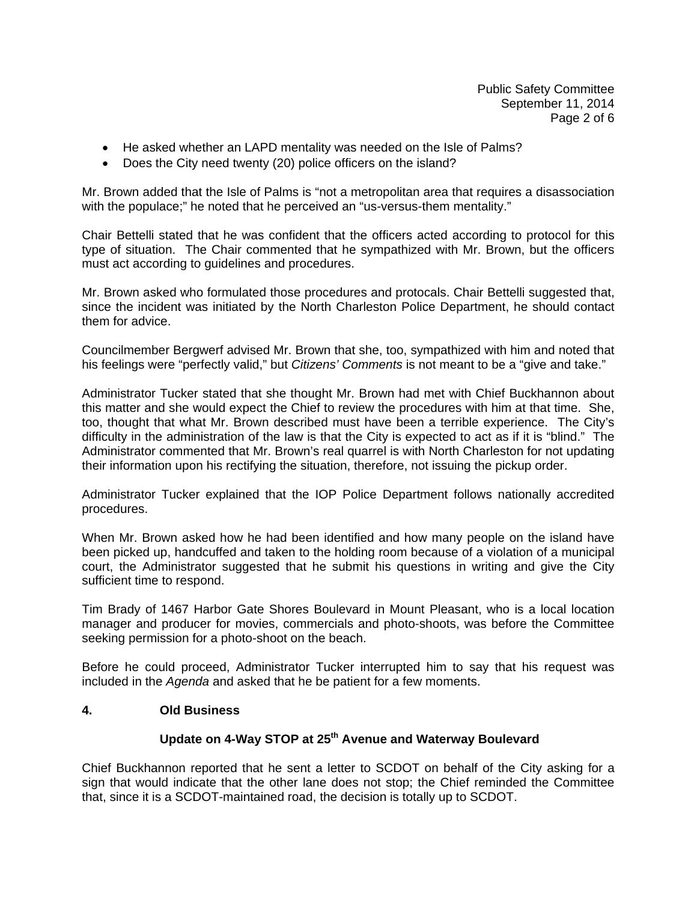- He asked whether an LAPD mentality was needed on the Isle of Palms?
- Does the City need twenty (20) police officers on the island?

Mr. Brown added that the Isle of Palms is "not a metropolitan area that requires a disassociation with the populace;" he noted that he perceived an "us-versus-them mentality."

Chair Bettelli stated that he was confident that the officers acted according to protocol for this type of situation. The Chair commented that he sympathized with Mr. Brown, but the officers must act according to guidelines and procedures.

Mr. Brown asked who formulated those procedures and protocals. Chair Bettelli suggested that, since the incident was initiated by the North Charleston Police Department, he should contact them for advice.

Councilmember Bergwerf advised Mr. Brown that she, too, sympathized with him and noted that his feelings were "perfectly valid," but *Citizens' Comments* is not meant to be a "give and take."

Administrator Tucker stated that she thought Mr. Brown had met with Chief Buckhannon about this matter and she would expect the Chief to review the procedures with him at that time. She, too, thought that what Mr. Brown described must have been a terrible experience. The City's difficulty in the administration of the law is that the City is expected to act as if it is "blind." The Administrator commented that Mr. Brown's real quarrel is with North Charleston for not updating their information upon his rectifying the situation, therefore, not issuing the pickup order.

Administrator Tucker explained that the IOP Police Department follows nationally accredited procedures.

When Mr. Brown asked how he had been identified and how many people on the island have been picked up, handcuffed and taken to the holding room because of a violation of a municipal court, the Administrator suggested that he submit his questions in writing and give the City sufficient time to respond.

Tim Brady of 1467 Harbor Gate Shores Boulevard in Mount Pleasant, who is a local location manager and producer for movies, commercials and photo-shoots, was before the Committee seeking permission for a photo-shoot on the beach.

Before he could proceed, Administrator Tucker interrupted him to say that his request was included in the *Agenda* and asked that he be patient for a few moments.

**4. Old Business**

**Update on 4-Way STOP at 25th Avenue and Waterway Boulevard**

Chief Buckhannon reported that he sent a letter to SCDOT on behalf of the City asking for a sign that would indicate that the other lane does not stop; the Chief reminded the Committee that, since it is a SCDOT-maintained road, the decision is totally up to SCDOT.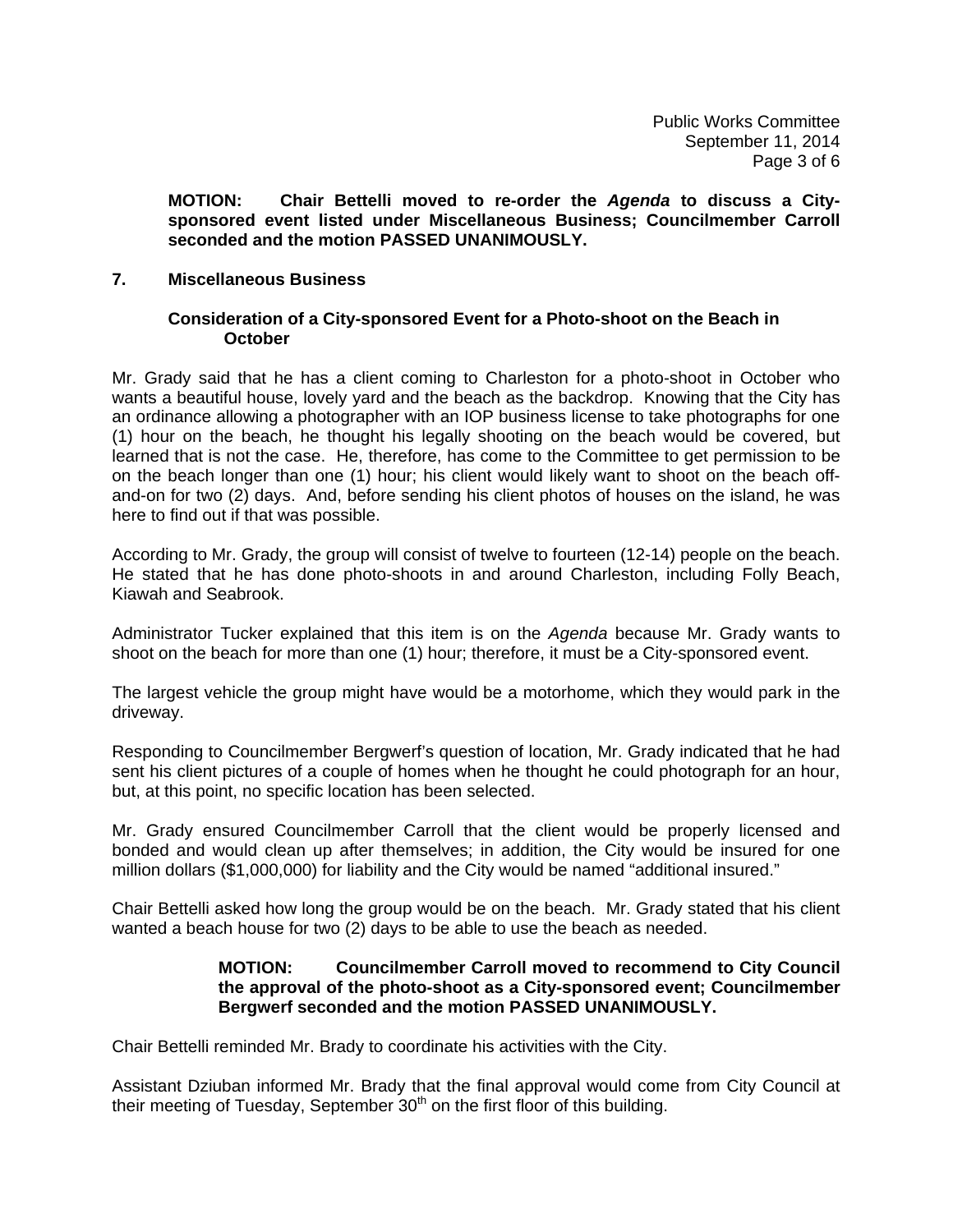**MOTION: Chair Bettelli moved to re-order the *Agenda* to discuss a City-sponsored event listed under Miscellaneous Business; Councilmember Carroll seconded and the motion PASSED UNANIMOUSLY.**

## 7. Miscellaneous Business

### Consideration of a City-sponsored Event for a Photo-shoot on the Beach in October

Mr. Grady said that he has a client coming to Charleston for a photo-shoot in October who wants a beautiful house, lovely yard and the beach as the backdrop. Knowing that the City has an ordinance allowing a photographer with an IOP business license to take photographs for one (1) hour on the beach, he thought his legally shooting on the beach would be covered, but learned that is not the case. He, therefore, has come to the Committee to get permission to be on the beach longer than one (1) hour; his client would likely want to shoot on the beach off-and-on for two (2) days. And, before sending his client photos of houses on the island, he was here to find out if that was possible.

According to Mr. Grady, the group will consist of twelve to fourteen (12-14) people on the beach. He stated that he has done photo-shoots in and around Charleston, including Folly Beach, Kiawah and Seabrook.

Administrator Tucker explained that this item is on the *Agenda* because Mr. Grady wants to shoot on the beach for more than one (1) hour; therefore, it must be a City-sponsored event.

The largest vehicle the group might have would be a motorhome, which they would park in the driveway.

Responding to Councilmember Bergwerf's question of location, Mr. Grady indicated that he had sent his client pictures of a couple of homes when he thought he could photograph for an hour, but, at this point, no specific location has been selected.

Mr. Grady ensured Councilmember Carroll that the client would be properly licensed and bonded and would clean up after themselves; in addition, the City would be insured for one million dollars ($1,000,000) for liability and the City would be named "additional insured."

Chair Bettelli asked how long the group would be on the beach. Mr. Grady stated that his client wanted a beach house for two (2) days to be able to use the beach as needed.

**MOTION: Councilmember Carroll moved to recommend to City Council the approval of the photo-shoot as a City-sponsored event; Councilmember Bergwerf seconded and the motion PASSED UNANIMOUSLY.**

Chair Bettelli reminded Mr. Brady to coordinate his activities with the City.

Assistant Dziuban informed Mr. Brady that the final approval would come from City Council at their meeting of Tuesday, September 30th on the first floor of this building.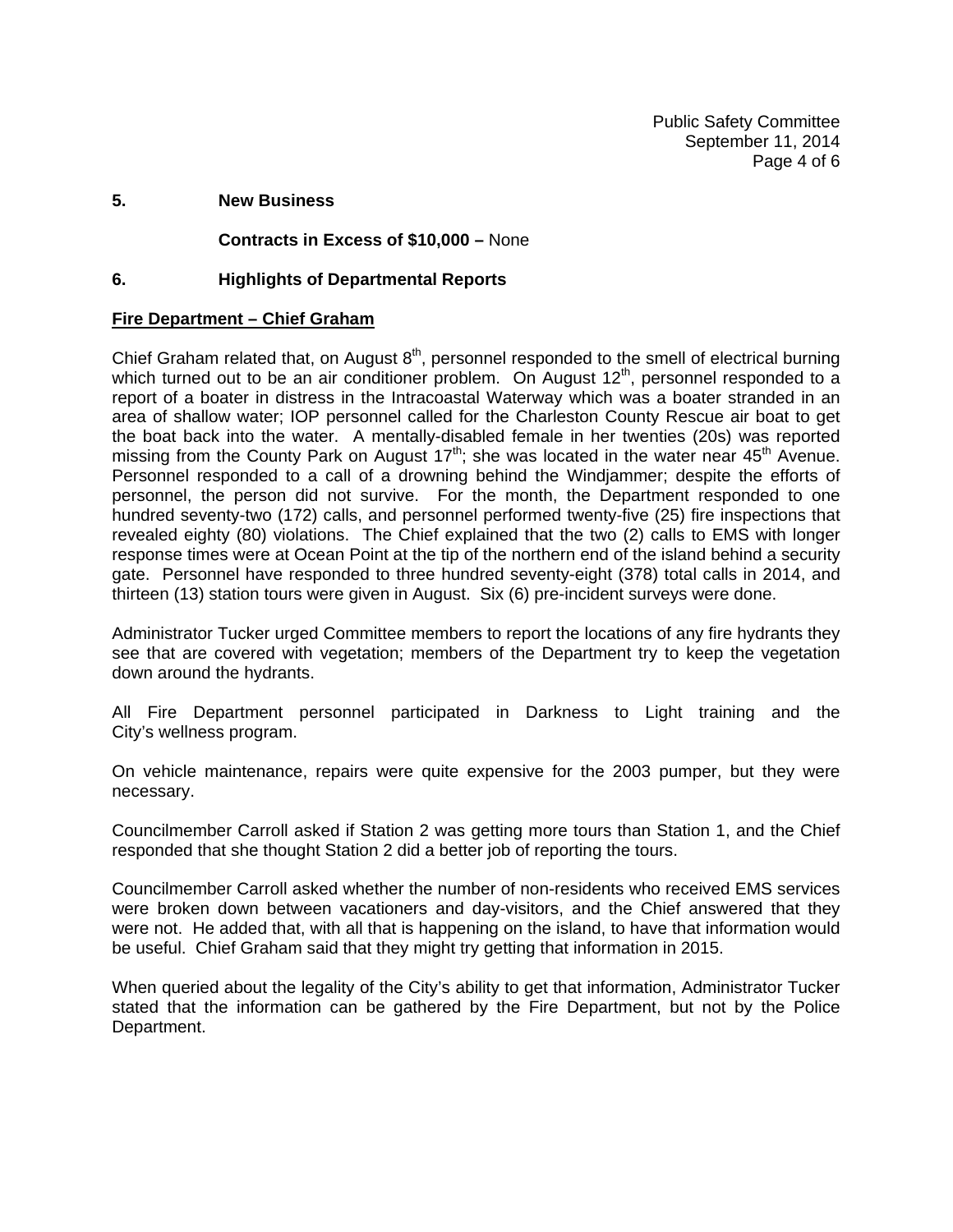**5. New Business**

**Contracts in Excess of $10,000 –** None

**6. Highlights of Departmental Reports**

**Fire Department – Chief Graham**

Chief Graham related that, on August 8th, personnel responded to the smell of electrical burning which turned out to be an air conditioner problem. On August 12th, personnel responded to a report of a boater in distress in the Intracoastal Waterway which was a boater stranded in an area of shallow water; IOP personnel called for the Charleston County Rescue air boat to get the boat back into the water. A mentally-disabled female in her twenties (20s) was reported missing from the County Park on August 17th; she was located in the water near 45th Avenue. Personnel responded to a call of a drowning behind the Windjammer; despite the efforts of personnel, the person did not survive. For the month, the Department responded to one hundred seventy-two (172) calls, and personnel performed twenty-five (25) fire inspections that revealed eighty (80) violations. The Chief explained that the two (2) calls to EMS with longer response times were at Ocean Point at the tip of the northern end of the island behind a security gate. Personnel have responded to three hundred seventy-eight (378) total calls in 2014, and thirteen (13) station tours were given in August. Six (6) pre-incident surveys were done.

Administrator Tucker urged Committee members to report the locations of any fire hydrants they see that are covered with vegetation; members of the Department try to keep the vegetation down around the hydrants.

All Fire Department personnel participated in Darkness to Light training and the City's wellness program.

On vehicle maintenance, repairs were quite expensive for the 2003 pumper, but they were necessary.

Councilmember Carroll asked if Station 2 was getting more tours than Station 1, and the Chief responded that she thought Station 2 did a better job of reporting the tours.

Councilmember Carroll asked whether the number of non-residents who received EMS services were broken down between vacationers and day-visitors, and the Chief answered that they were not. He added that, with all that is happening on the island, to have that information would be useful. Chief Graham said that they might try getting that information in 2015.

When queried about the legality of the City's ability to get that information, Administrator Tucker stated that the information can be gathered by the Fire Department, but not by the Police Department.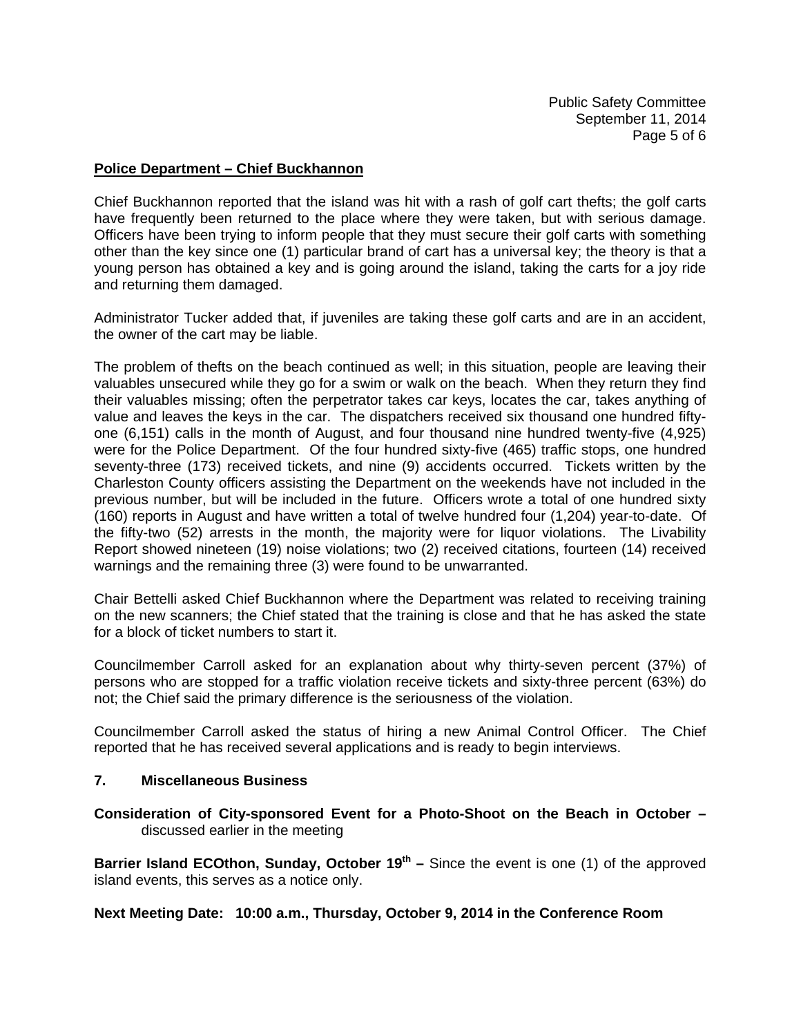**Police Department – Chief Buckhannon**

Chief Buckhannon reported that the island was hit with a rash of golf cart thefts; the golf carts have frequently been returned to the place where they were taken, but with serious damage. Officers have been trying to inform people that they must secure their golf carts with something other than the key since one (1) particular brand of cart has a universal key; the theory is that a young person has obtained a key and is going around the island, taking the carts for a joy ride and returning them damaged.

Administrator Tucker added that, if juveniles are taking these golf carts and are in an accident, the owner of the cart may be liable.

The problem of thefts on the beach continued as well; in this situation, people are leaving their valuables unsecured while they go for a swim or walk on the beach. When they return they find their valuables missing; often the perpetrator takes car keys, locates the car, takes anything of value and leaves the keys in the car. The dispatchers received six thousand one hundred fifty-one (6,151) calls in the month of August, and four thousand nine hundred twenty-five (4,925) were for the Police Department. Of the four hundred sixty-five (465) traffic stops, one hundred seventy-three (173) received tickets, and nine (9) accidents occurred. Tickets written by the Charleston County officers assisting the Department on the weekends have not included in the previous number, but will be included in the future. Officers wrote a total of one hundred sixty (160) reports in August and have written a total of twelve hundred four (1,204) year-to-date. Of the fifty-two (52) arrests in the month, the majority were for liquor violations. The Livability Report showed nineteen (19) noise violations; two (2) received citations, fourteen (14) received warnings and the remaining three (3) were found to be unwarranted.

Chair Bettelli asked Chief Buckhannon where the Department was related to receiving training on the new scanners; the Chief stated that the training is close and that he has asked the state for a block of ticket numbers to start it.

Councilmember Carroll asked for an explanation about why thirty-seven percent (37%) of persons who are stopped for a traffic violation receive tickets and sixty-three percent (63%) do not; the Chief said the primary difference is the seriousness of the violation.

Councilmember Carroll asked the status of hiring a new Animal Control Officer. The Chief reported that he has received several applications and is ready to begin interviews.

## 7. Miscellaneous Business

**Consideration of City-sponsored Event for a Photo-Shoot on the Beach in October –** discussed earlier in the meeting

**Barrier Island ECOthon, Sunday, October 19th –** Since the event is one (1) of the approved island events, this serves as a notice only.

**Next Meeting Date: 10:00 a.m., Thursday, October 9, 2014 in the Conference Room**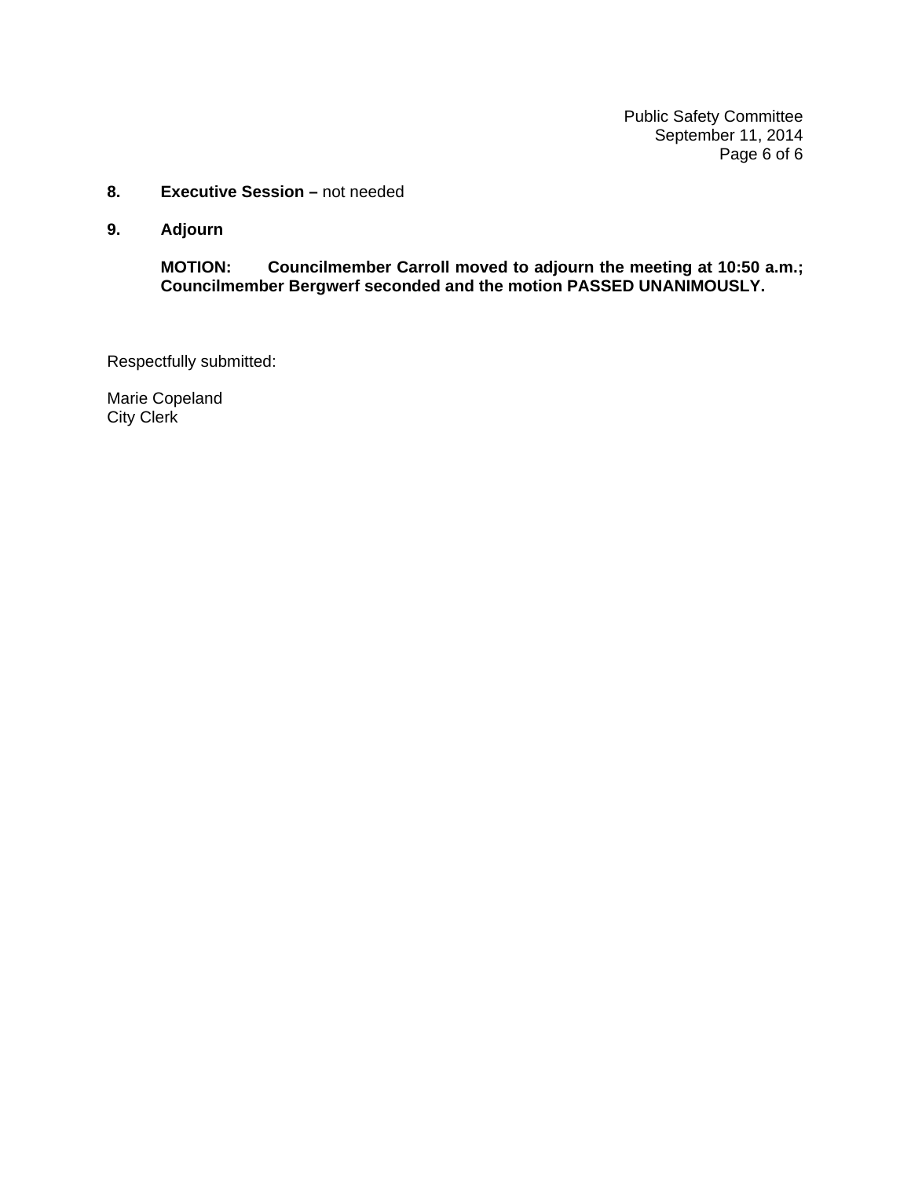**8. Executive Session –** not needed

**9. Adjourn**

**MOTION: Councilmember Carroll moved to adjourn the meeting at 10:50 a.m.; Councilmember Bergwerf seconded and the motion PASSED UNANIMOUSLY.**

Respectfully submitted:

Marie Copeland
City Clerk